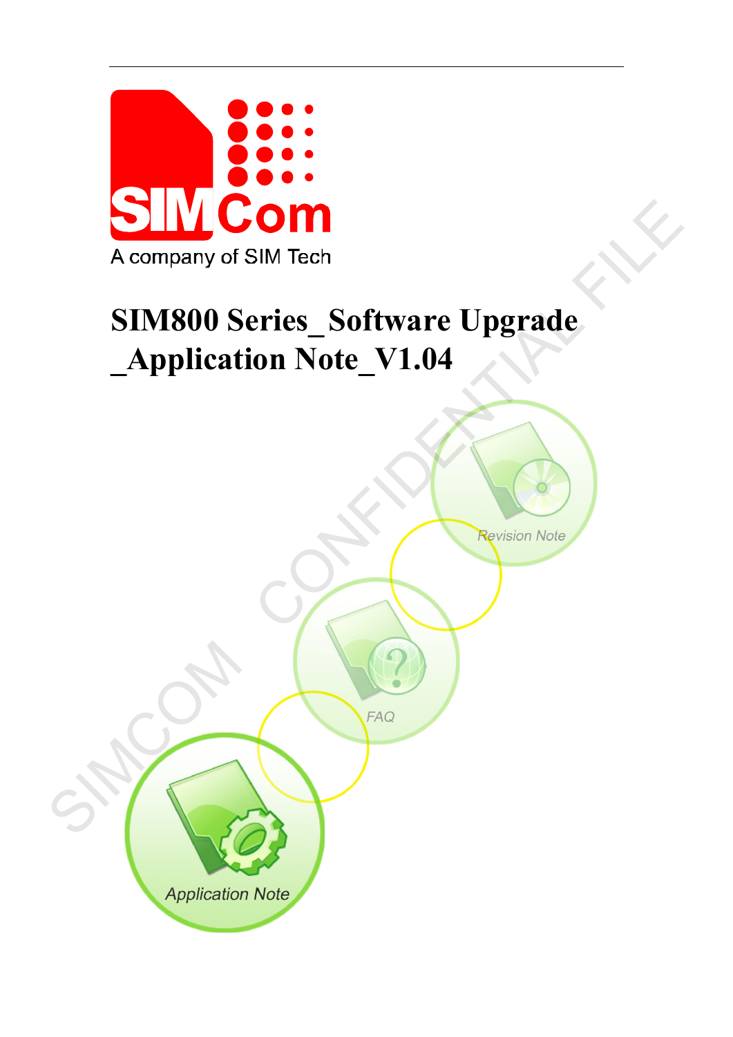SIMCom

A company of SIM Tech

# SIM800 Series_Software Upgrade _Application Note_V1.04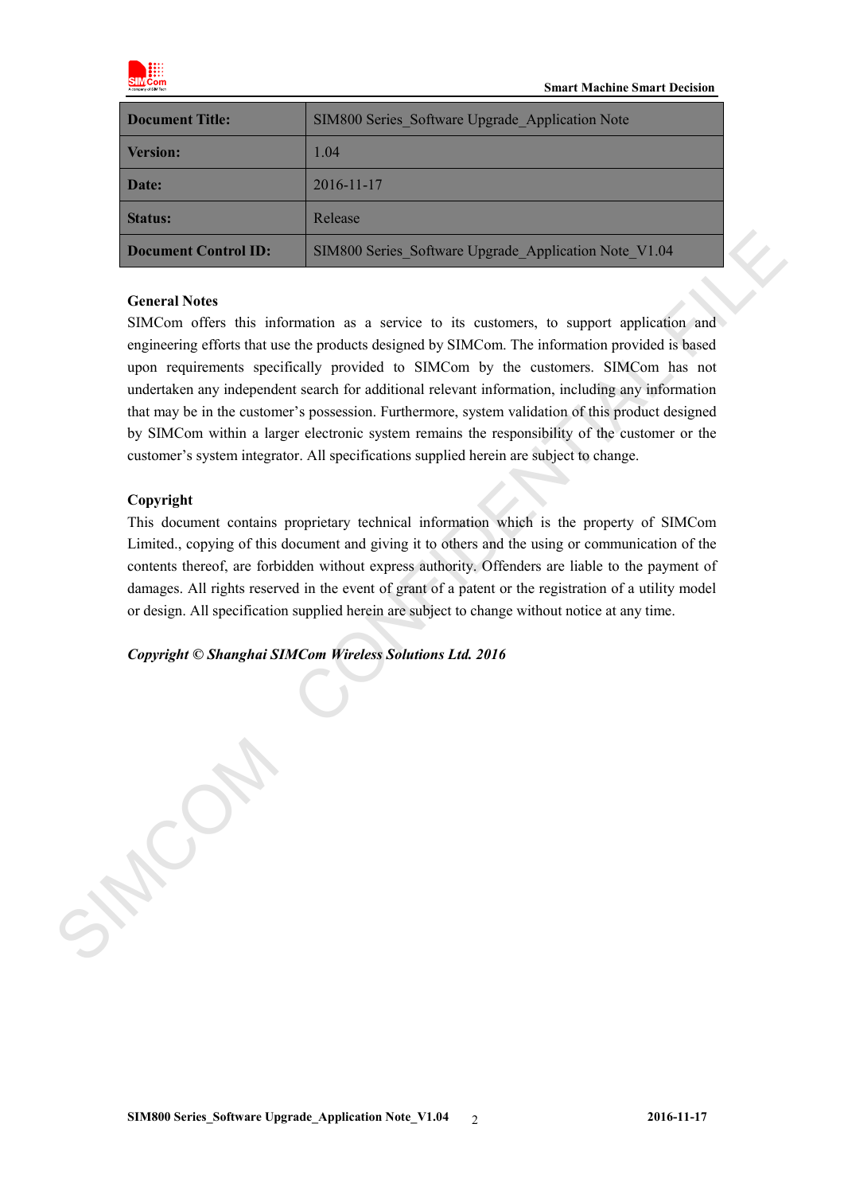| Document Title: | SIM800 Series_Software Upgrade_Application Note |
| --- | --- |
| Version: | 1.04 |
| Date: | 2016-11-17 |
| Status: | Release |
| Document Control ID: | SIM800 Series_Software Upgrade_Application Note_V1.04 |

**General Notes**

SIMCom offers this information as a service to its customers, to support application and engineering efforts that use the products designed by SIMCom. The information provided is based upon requirements specifically provided to SIMCom by the customers. SIMCom has not undertaken any independent search for additional relevant information, including any information that may be in the customer's possession. Furthermore, system validation of this product designed by SIMCom within a larger electronic system remains the responsibility of the customer or the customer's system integrator. All specifications supplied herein are subject to change.

**Copyright**

This document contains proprietary technical information which is the property of SIMCom Limited., copying of this document and giving it to others and the using or communication of the contents thereof, are forbidden without express authority. Offenders are liable to the payment of damages. All rights reserved in the event of grant of a patent or the registration of a utility model or design. All specification supplied herein are subject to change without notice at any time.

***Copyright © Shanghai SIMCom Wireless Solutions Ltd. 2016***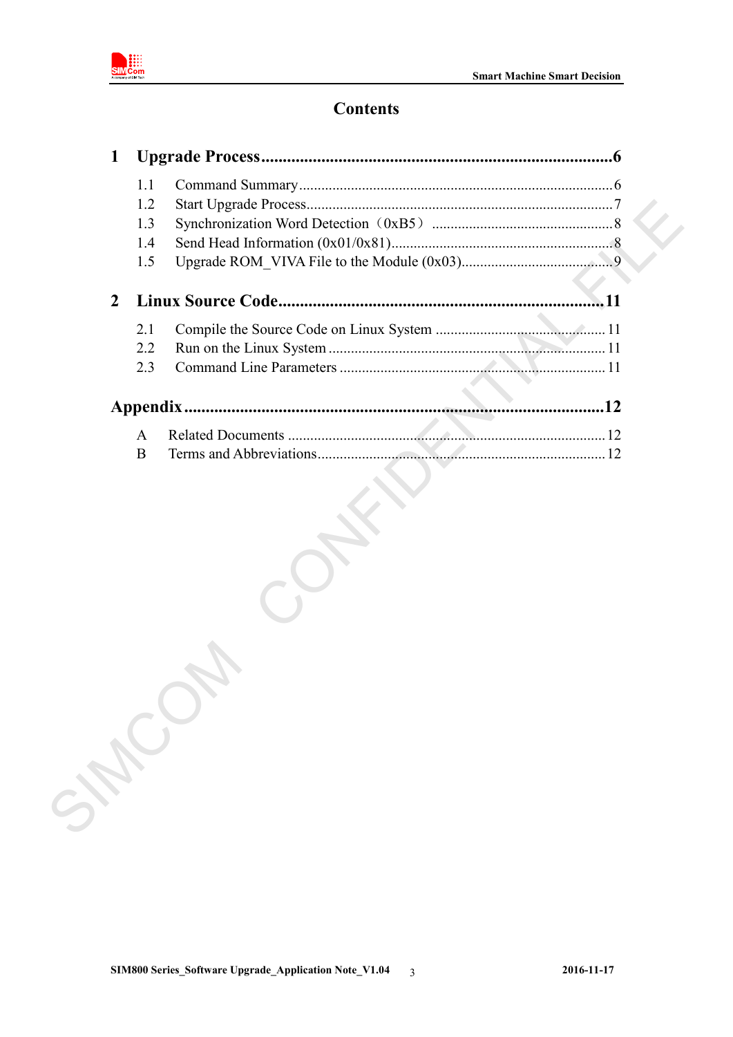# Contents

**1 Upgrade Process..........6**

- 1.1 Command Summary..........6
- 1.2 Start Upgrade Process..........7
- 1.3 Synchronization Word Detection（0xB5）..........8
- 1.4 Send Head Information (0x01/0x81)..........8
- 1.5 Upgrade ROM_VIVA File to the Module (0x03)..........9

**2 Linux Source Code..........11**

- 2.1 Compile the Source Code on Linux System..........11
- 2.2 Run on the Linux System..........11
- 2.3 Command Line Parameters..........11

**Appendix..........12**

- A Related Documents..........12
- B Terms and Abbreviations..........12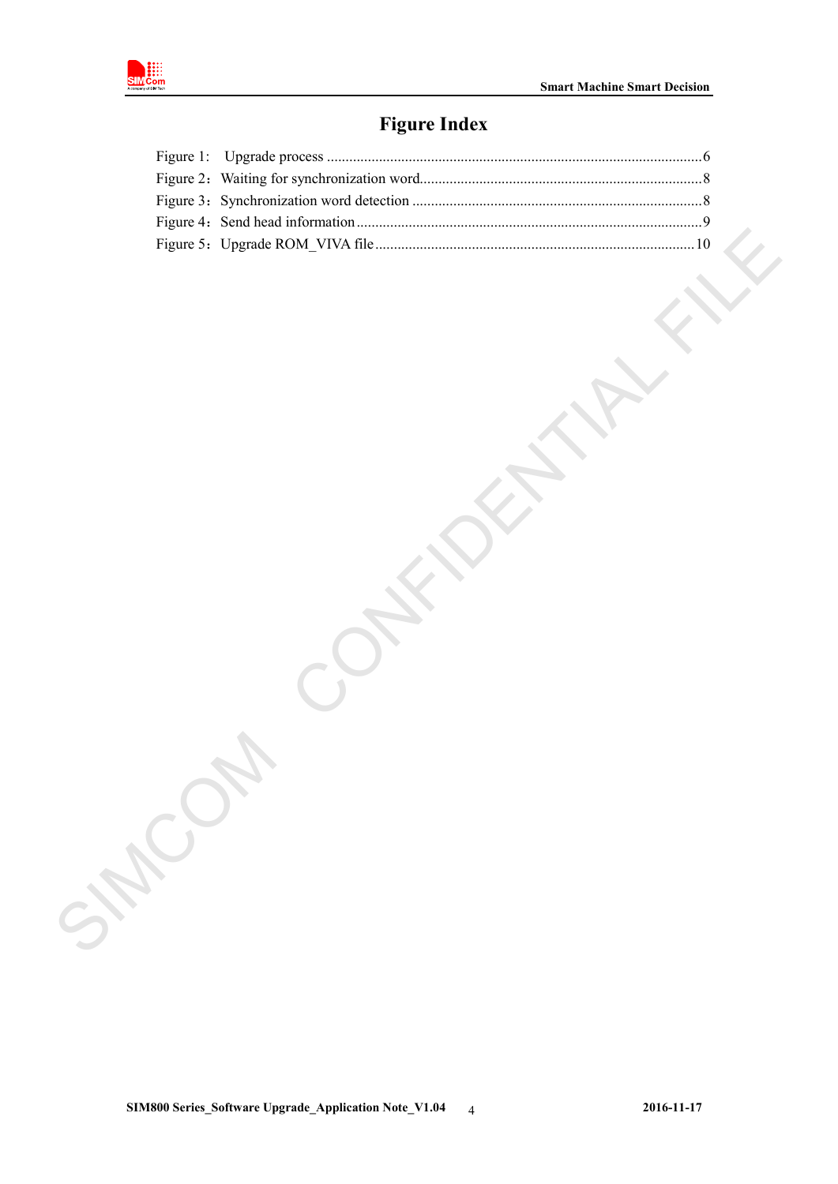# Figure Index

Figure 1: Upgrade process ....................................................................................................6

Figure 2：Waiting for synchronization word...........................................................................8

Figure 3：Synchronization word detection .............................................................................8

Figure 4：Send head information ............................................................................................9

Figure 5：Upgrade ROM_VIVA file ......................................................................................10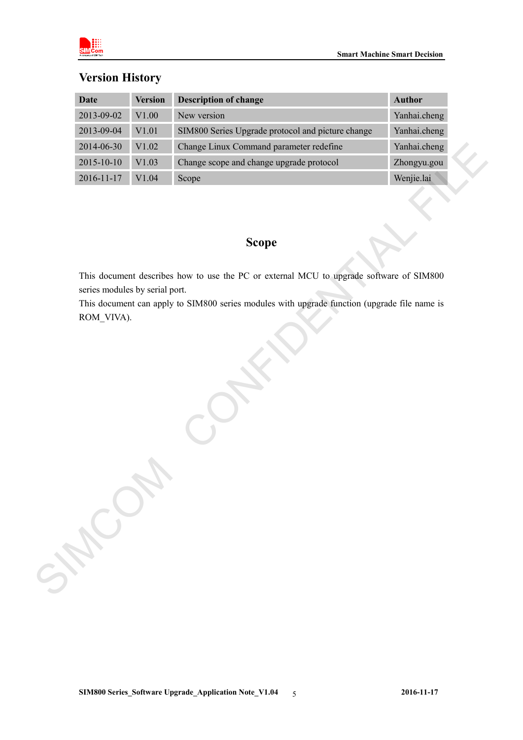## Version History

| Date | Version | Description of change | Author |
|---|---|---|---|
| 2013-09-02 | V1.00 | New version | Yanhai.cheng |
| 2013-09-04 | V1.01 | SIM800 Series Upgrade protocol and picture change | Yanhai.cheng |
| 2014-06-30 | V1.02 | Change Linux Command parameter redefine | Yanhai.cheng |
| 2015-10-10 | V1.03 | Change scope and change upgrade protocol | Zhongyu.gou |
| 2016-11-17 | V1.04 | Scope | Wenjie.lai |

## Scope

This document describes how to use the PC or external MCU to upgrade software of SIM800 series modules by serial port.

This document can apply to SIM800 series modules with upgrade function (upgrade file name is ROM_VIVA).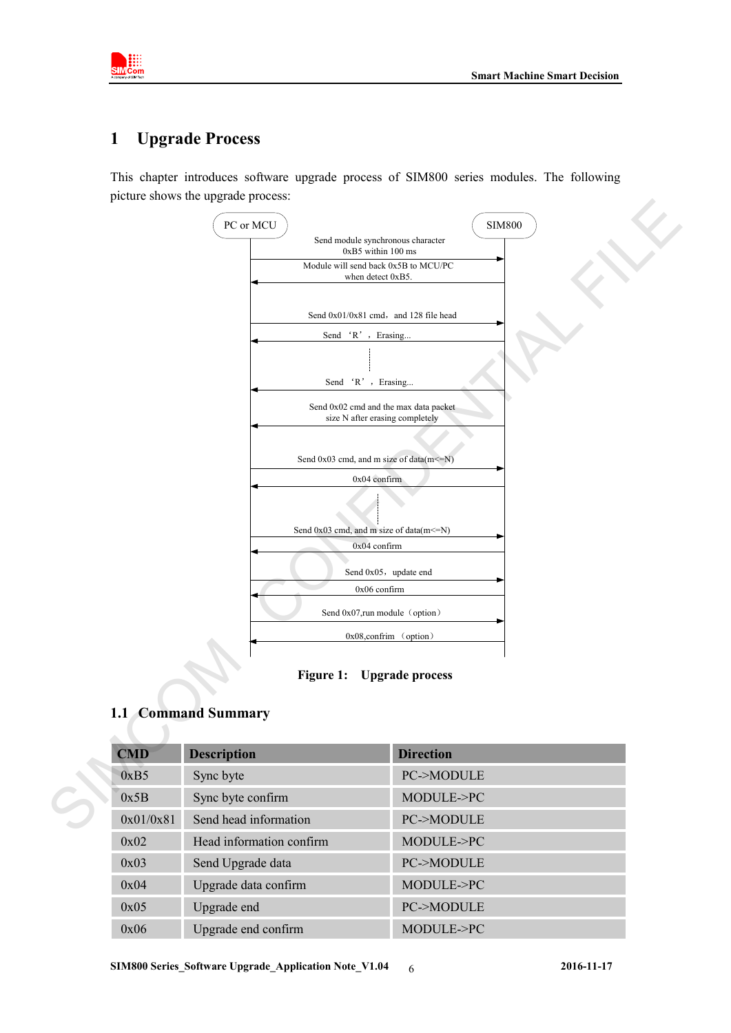# 1 Upgrade Process

This chapter introduces software upgrade process of SIM800 series modules. The following picture shows the upgrade process:

PC or MCU | SIM800

Send module synchronous character 0xB5 within 100 ms

Module will send back 0x5B to MCU/PC when detect 0xB5.

Send 0x01/0x81 cmd, and 128 file head

Send 'R', Erasing...

Send 'R', Erasing...

Send 0x02 cmd and the max data packet size N after erasing completely

Send 0x03 cmd, and m size of data(m<=N)

0x04 confirm

Send 0x03 cmd, and m size of data(m<=N)

0x04 confirm

Send 0x05, update end

0x06 confirm

Send 0x07,run module (option)

0x08,confirm (option)

**Figure 1: Upgrade process**

## 1.1 Command Summary

| CMD | Description | Direction |
|---|---|---|
| 0xB5 | Sync byte | PC->MODULE |
| 0x5B | Sync byte confirm | MODULE->PC |
| 0x01/0x81 | Send head information | PC->MODULE |
| 0x02 | Head information confirm | MODULE->PC |
| 0x03 | Send Upgrade data | PC->MODULE |
| 0x04 | Upgrade data confirm | MODULE->PC |
| 0x05 | Upgrade end | PC->MODULE |
| 0x06 | Upgrade end confirm | MODULE->PC |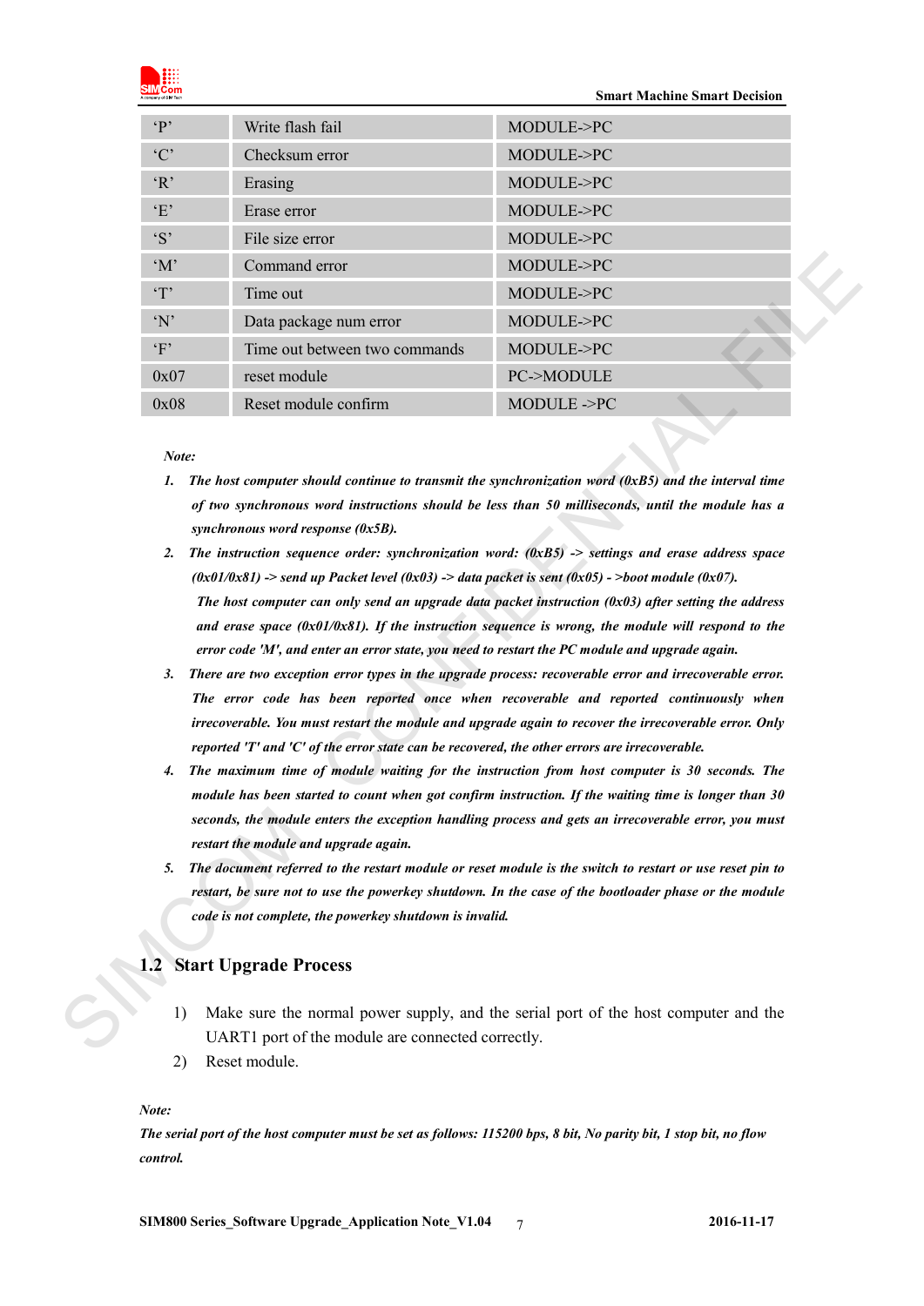| ‘P’ | Write flash fail | MODULE->PC |
|---|---|---|
| ‘C’ | Checksum error | MODULE->PC |
| ‘R’ | Erasing | MODULE->PC |
| ‘E’ | Erase error | MODULE->PC |
| ‘S’ | File size error | MODULE->PC |
| ‘M’ | Command error | MODULE->PC |
| ‘T’ | Time out | MODULE->PC |
| ‘N’ | Data package num error | MODULE->PC |
| ‘F’ | Time out between two commands | MODULE->PC |
| 0x07 | reset module | PC->MODULE |
| 0x08 | Reset module confirm | MODULE ->PC |

***Note:***

1. ***The host computer should continue to transmit the synchronization word (0xB5) and the interval time of two synchronous word instructions should be less than 50 milliseconds, until the module has a synchronous word response (0x5B).***
2. ***The instruction sequence order: synchronization word: (0xB5) -> settings and erase address space (0x01/0x81) -> send up Packet level (0x03) -> data packet is sent (0x05) - >boot module (0x07).***
   ***The host computer can only send an upgrade data packet instruction (0x03) after setting the address and erase space (0x01/0x81). If the instruction sequence is wrong, the module will respond to the error code 'M', and enter an error state, you need to restart the PC module and upgrade again.***
3. ***There are two exception error types in the upgrade process: recoverable error and irrecoverable error. The error code has been reported once when recoverable and reported continuously when irrecoverable. You must restart the module and upgrade again to recover the irrecoverable error. Only reported 'T' and 'C' of the error state can be recovered, the other errors are irrecoverable.***
4. ***The maximum time of module waiting for the instruction from host computer is 30 seconds. The module has been started to count when got confirm instruction. If the waiting time is longer than 30 seconds, the module enters the exception handling process and gets an irrecoverable error, you must restart the module and upgrade again.***
5. ***The document referred to the restart module or reset module is the switch to restart or use reset pin to restart, be sure not to use the powerkey shutdown. In the case of the bootloader phase or the module code is not complete, the powerkey shutdown is invalid.***

## 1.2 Start Upgrade Process

1) Make sure the normal power supply, and the serial port of the host computer and the UART1 port of the module are connected correctly.
2) Reset module.

***Note:***

***The serial port of the host computer must be set as follows: 115200 bps, 8 bit, No parity bit, 1 stop bit, no flow control.***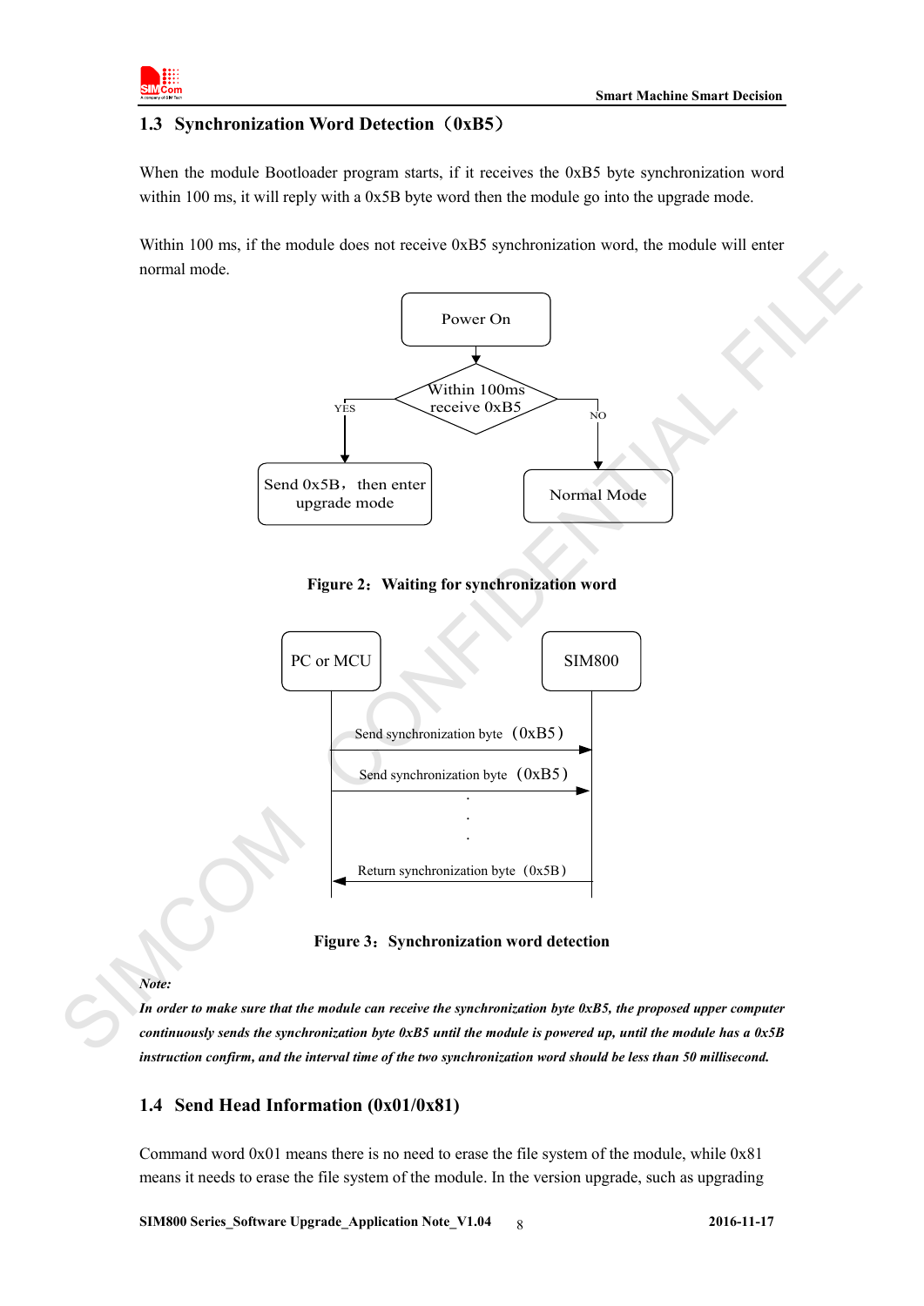## 1.3 Synchronization Word Detection（0xB5）

When the module Bootloader program starts, if it receives the 0xB5 byte synchronization word within 100 ms, it will reply with a 0x5B byte word then the module go into the upgrade mode.

Within 100 ms, if the module does not receive 0xB5 synchronization word, the module will enter normal mode.

Power On

Within 100ms receive 0xB5

YES

NO

Send 0x5B，then enter upgrade mode

Normal Mode

**Figure 2：Waiting for synchronization word**

PC or MCU

SIM800

Send synchronization byte （0xB5）

Send synchronization byte （0xB5）

Return synchronization byte（0x5B）

**Figure 3：Synchronization word detection**

***Note:***

***In order to make sure that the module can receive the synchronization byte 0xB5, the proposed upper computer continuously sends the synchronization byte 0xB5 until the module is powered up, until the module has a 0x5B instruction confirm, and the interval time of the two synchronization word should be less than 50 millisecond.***

## 1.4 Send Head Information (0x01/0x81)

Command word 0x01 means there is no need to erase the file system of the module, while 0x81 means it needs to erase the file system of the module. In the version upgrade, such as upgrading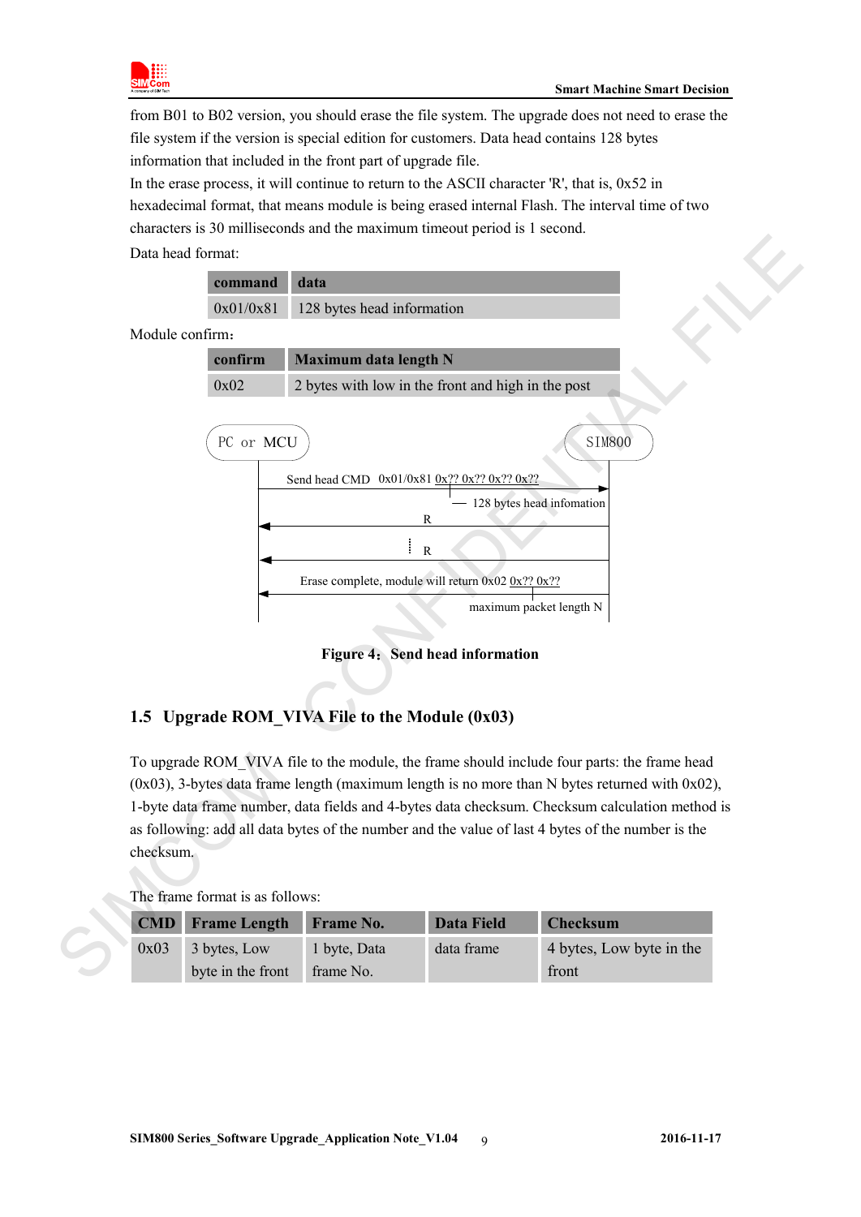from B01 to B02 version, you should erase the file system. The upgrade does not need to erase the file system if the version is special edition for customers. Data head contains 128 bytes information that included in the front part of upgrade file.

In the erase process, it will continue to return to the ASCII character 'R', that is, 0x52 in hexadecimal format, that means module is being erased internal Flash. The interval time of two characters is 30 milliseconds and the maximum timeout period is 1 second.

Data head format:

| command | data |
|---|---|
| 0x01/0x81 | 128 bytes head information |

Module confirm：

| confirm | Maximum data length N |
|---|---|
| 0x02 | 2 bytes with low in the front and high in the post |

PC or MCU — SIM800

Send head CMD 0x01/0x81 0x?? 0x?? 0x?? 0x??

128 bytes head infomation

R

R

Erase complete, module will return 0x02 0x?? 0x??

maximum packet length N

**Figure 4：Send head information**

## 1.5 Upgrade ROM_VIVA File to the Module (0x03)

To upgrade ROM_VIVA file to the module, the frame should include four parts: the frame head (0x03), 3-bytes data frame length (maximum length is no more than N bytes returned with 0x02), 1-byte data frame number, data fields and 4-bytes data checksum. Checksum calculation method is as following: add all data bytes of the number and the value of last 4 bytes of the number is the checksum.

The frame format is as follows:

| CMD | Frame Length | Frame No. | Data Field | Checksum |
|---|---|---|---|---|
| 0x03 | 3 bytes, Low byte in the front | 1 byte, Data frame No. | data frame | 4 bytes, Low byte in the front |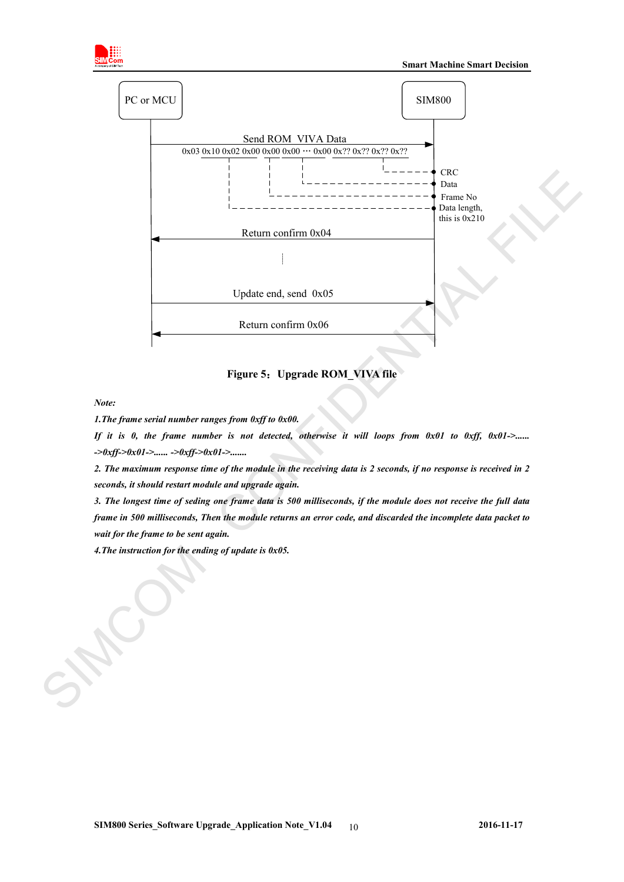PC or MCU

SIM800

Send ROM_VIVA Data

0x03 0x10 0x02 0x00 0x00 0x00 … 0x00 0x?? 0x?? 0x?? 0x??

CRC

Data

Frame No

Data length, this is 0x210

Return confirm 0x04

Update end, send 0x05

Return confirm 0x06

**Figure 5：Upgrade ROM_VIVA file**

***Note:***

***1.The frame serial number ranges from 0xff to 0x00.***

***If it is 0, the frame number is not detected, otherwise it will loops from 0x01 to 0xff, 0x01->...... ->0xff->0x01->...... ->0xff->0x01->.......***

***2. The maximum response time of the module in the receiving data is 2 seconds, if no response is received in 2 seconds, it should restart module and upgrade again.***

***3. The longest time of seding one frame data is 500 milliseconds, if the module does not receive the full data frame in 500 milliseconds, Then the module returns an error code, and discarded the incomplete data packet to wait for the frame to be sent again.***

***4.The instruction for the ending of update is 0x05.***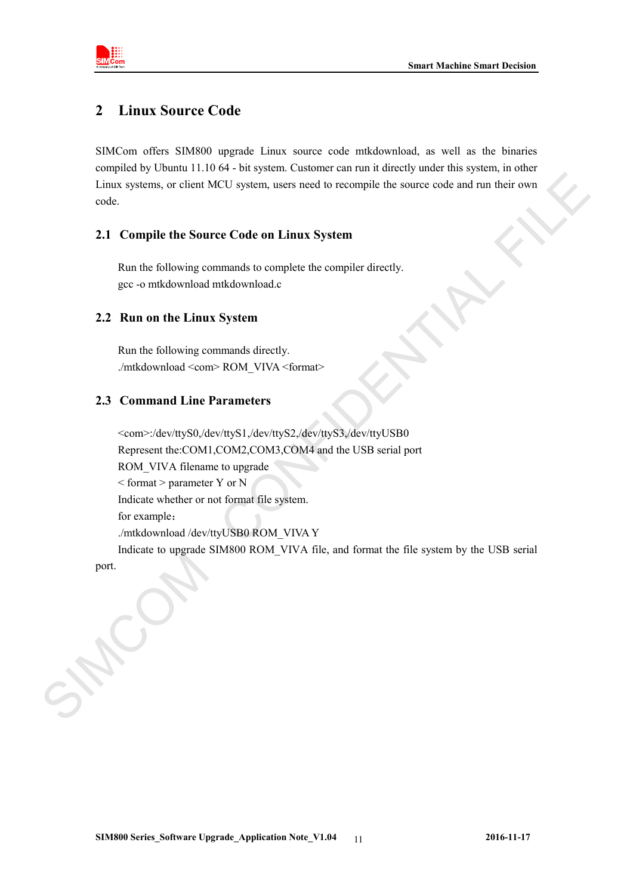# 2 Linux Source Code

SIMCom offers SIM800 upgrade Linux source code mtkdownload, as well as the binaries compiled by Ubuntu 11.10 64 - bit system. Customer can run it directly under this system, in other Linux systems, or client MCU system, users need to recompile the source code and run their own code.

## 2.1 Compile the Source Code on Linux System

Run the following commands to complete the compiler directly.

gcc -o mtkdownload mtkdownload.c

## 2.2 Run on the Linux System

Run the following commands directly.

./mtkdownload <com> ROM_VIVA <format>

## 2.3 Command Line Parameters

<com>:/dev/ttyS0,/dev/ttyS1,/dev/ttyS2,/dev/ttyS3,/dev/ttyUSB0

Represent the:COM1,COM2,COM3,COM4 and the USB serial port

ROM_VIVA filename to upgrade

< format > parameter Y or N

Indicate whether or not format file system.

for example：

./mtkdownload /dev/ttyUSB0 ROM_VIVA Y

Indicate to upgrade SIM800 ROM_VIVA file, and format the file system by the USB serial port.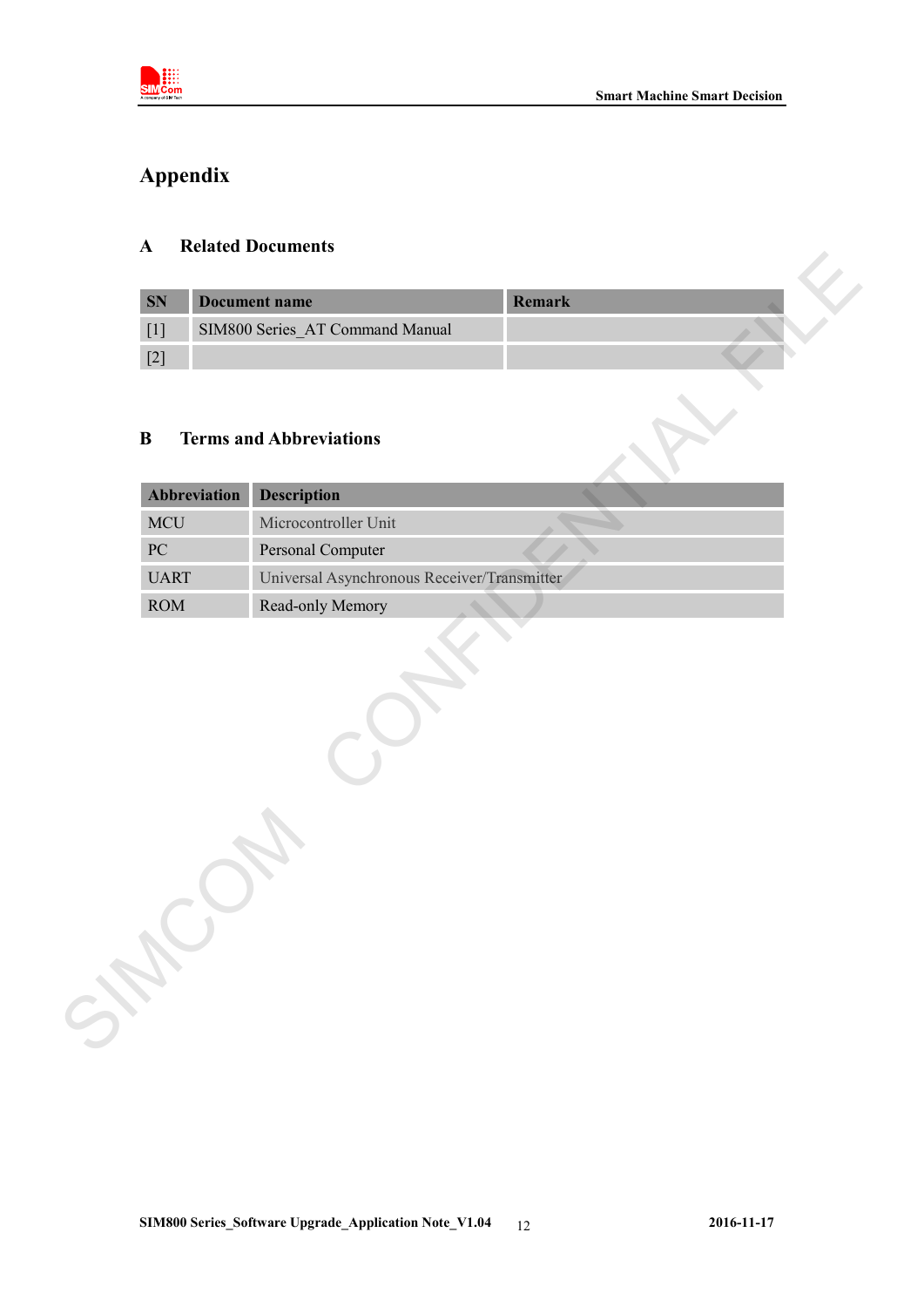# Appendix

## A Related Documents

| SN | Document name | Remark |
|---|---|---|
| [1] | SIM800 Series_AT Command Manual | |
| [2] | | |

## B Terms and Abbreviations

| Abbreviation | Description |
|---|---|
| MCU | Microcontroller Unit |
| PC | Personal Computer |
| UART | Universal Asynchronous Receiver/Transmitter |
| ROM | Read-only Memory |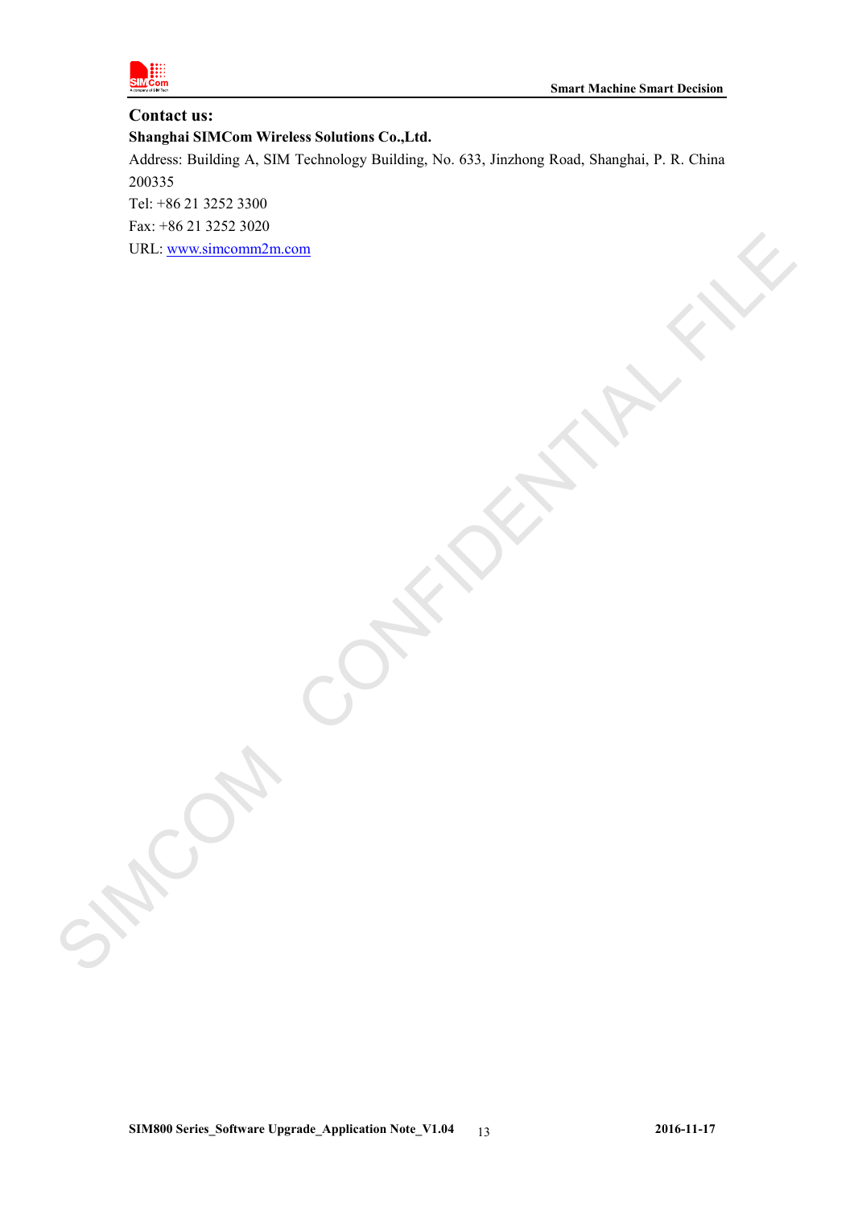## Contact us:

**Shanghai SIMCom Wireless Solutions Co.,Ltd.**

Address: Building A, SIM Technology Building, No. 633, Jinzhong Road, Shanghai, P. R. China 200335

Tel: +86 21 3252 3300

Fax: +86 21 3252 3020

URL: [www.simcomm2m.com](http://www.simcomm2m.com)